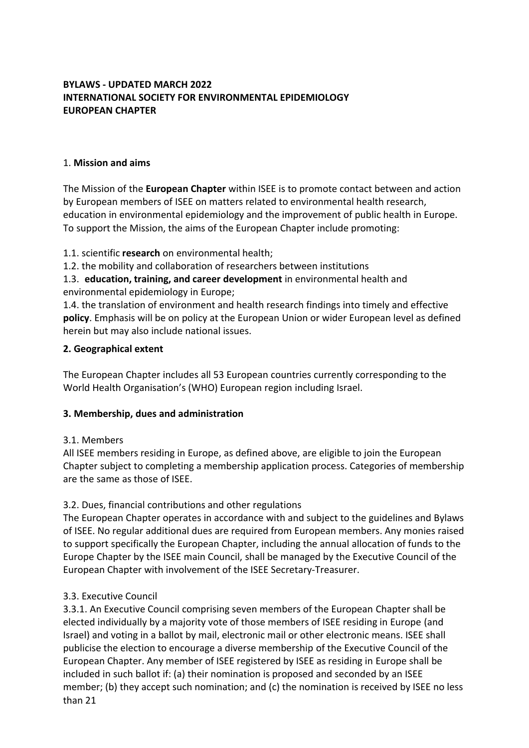**BYLAWS - UPDATED MARCH 2022**
**INTERNATIONAL SOCIETY FOR ENVIRONMENTAL EPIDEMIOLOGY**
**EUROPEAN CHAPTER**

1. **Mission and aims**

The Mission of the **European Chapter** within ISEE is to promote contact between and action by European members of ISEE on matters related to environmental health research, education in environmental epidemiology and the improvement of public health in Europe. To support the Mission, the aims of the European Chapter include promoting:

1.1. scientific **research** on environmental health;
1.2. the mobility and collaboration of researchers between institutions
1.3. **education, training, and career development** in environmental health and environmental epidemiology in Europe;
1.4. the translation of environment and health research findings into timely and effective **policy**. Emphasis will be on policy at the European Union or wider European level as defined herein but may also include national issues.

**2. Geographical extent**

The European Chapter includes all 53 European countries currently corresponding to the World Health Organisation's (WHO) European region including Israel.

**3. Membership, dues and administration**

3.1. Members
All ISEE members residing in Europe, as defined above, are eligible to join the European Chapter subject to completing a membership application process. Categories of membership are the same as those of ISEE.

3.2. Dues, financial contributions and other regulations
The European Chapter operates in accordance with and subject to the guidelines and Bylaws of ISEE. No regular additional dues are required from European members. Any monies raised to support specifically the European Chapter, including the annual allocation of funds to the Europe Chapter by the ISEE main Council, shall be managed by the Executive Council of the European Chapter with involvement of the ISEE Secretary-Treasurer.

3.3. Executive Council
3.3.1. An Executive Council comprising seven members of the European Chapter shall be elected individually by a majority vote of those members of ISEE residing in Europe (and Israel) and voting in a ballot by mail, electronic mail or other electronic means. ISEE shall publicise the election to encourage a diverse membership of the Executive Council of the European Chapter. Any member of ISEE registered by ISEE as residing in Europe shall be included in such ballot if: (a) their nomination is proposed and seconded by an ISEE member; (b) they accept such nomination; and (c) the nomination is received by ISEE no less than 21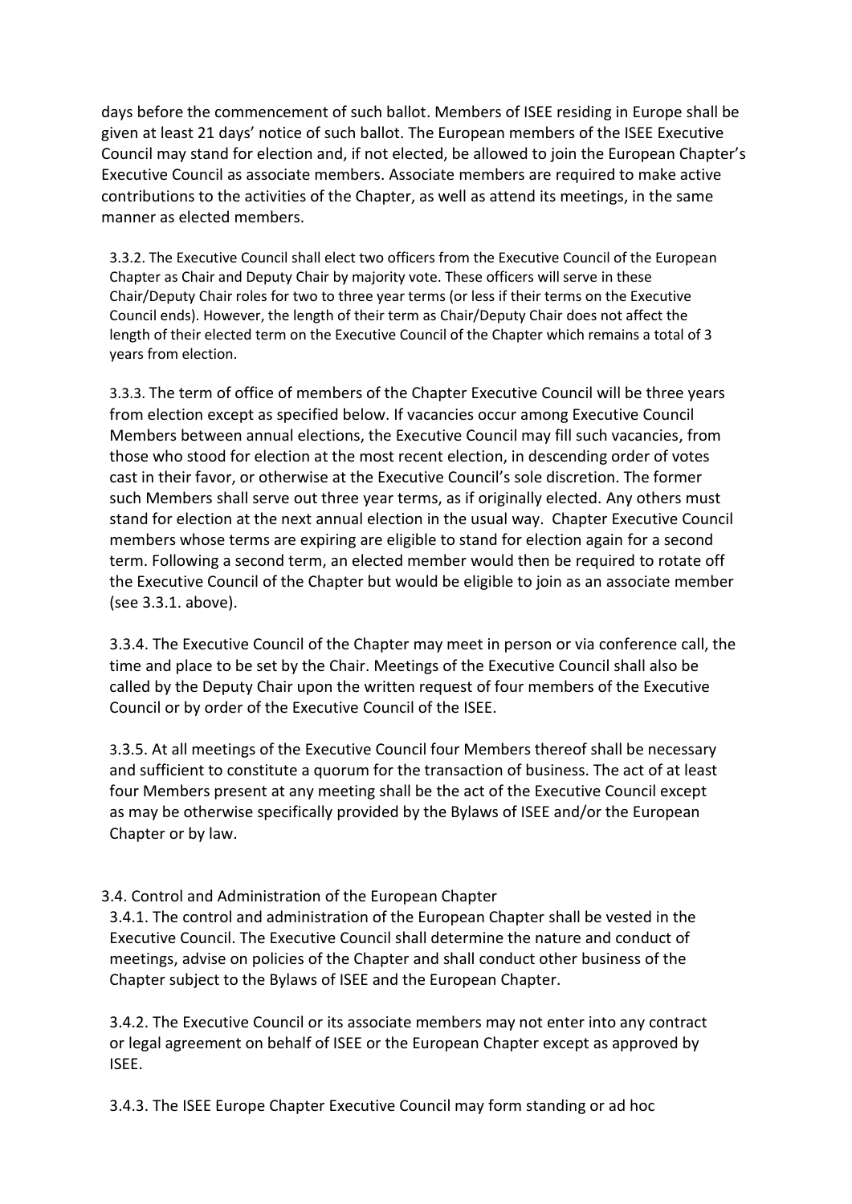days before the commencement of such ballot. Members of ISEE residing in Europe shall be given at least 21 days' notice of such ballot. The European members of the ISEE Executive Council may stand for election and, if not elected, be allowed to join the European Chapter's Executive Council as associate members. Associate members are required to make active contributions to the activities of the Chapter, as well as attend its meetings, in the same manner as elected members.

3.3.2. The Executive Council shall elect two officers from the Executive Council of the European Chapter as Chair and Deputy Chair by majority vote. These officers will serve in these Chair/Deputy Chair roles for two to three year terms (or less if their terms on the Executive Council ends). However, the length of their term as Chair/Deputy Chair does not affect the length of their elected term on the Executive Council of the Chapter which remains a total of 3 years from election.

3.3.3. The term of office of members of the Chapter Executive Council will be three years from election except as specified below. If vacancies occur among Executive Council Members between annual elections, the Executive Council may fill such vacancies, from those who stood for election at the most recent election, in descending order of votes cast in their favor, or otherwise at the Executive Council's sole discretion. The former such Members shall serve out three year terms, as if originally elected. Any others must stand for election at the next annual election in the usual way. Chapter Executive Council members whose terms are expiring are eligible to stand for election again for a second term. Following a second term, an elected member would then be required to rotate off the Executive Council of the Chapter but would be eligible to join as an associate member (see 3.3.1. above).

3.3.4. The Executive Council of the Chapter may meet in person or via conference call, the time and place to be set by the Chair. Meetings of the Executive Council shall also be called by the Deputy Chair upon the written request of four members of the Executive Council or by order of the Executive Council of the ISEE.

3.3.5. At all meetings of the Executive Council four Members thereof shall be necessary and sufficient to constitute a quorum for the transaction of business. The act of at least four Members present at any meeting shall be the act of the Executive Council except as may be otherwise specifically provided by the Bylaws of ISEE and/or the European Chapter or by law.

3.4. Control and Administration of the European Chapter

3.4.1. The control and administration of the European Chapter shall be vested in the Executive Council. The Executive Council shall determine the nature and conduct of meetings, advise on policies of the Chapter and shall conduct other business of the Chapter subject to the Bylaws of ISEE and the European Chapter.

3.4.2. The Executive Council or its associate members may not enter into any contract or legal agreement on behalf of ISEE or the European Chapter except as approved by ISEE.

3.4.3. The ISEE Europe Chapter Executive Council may form standing or ad hoc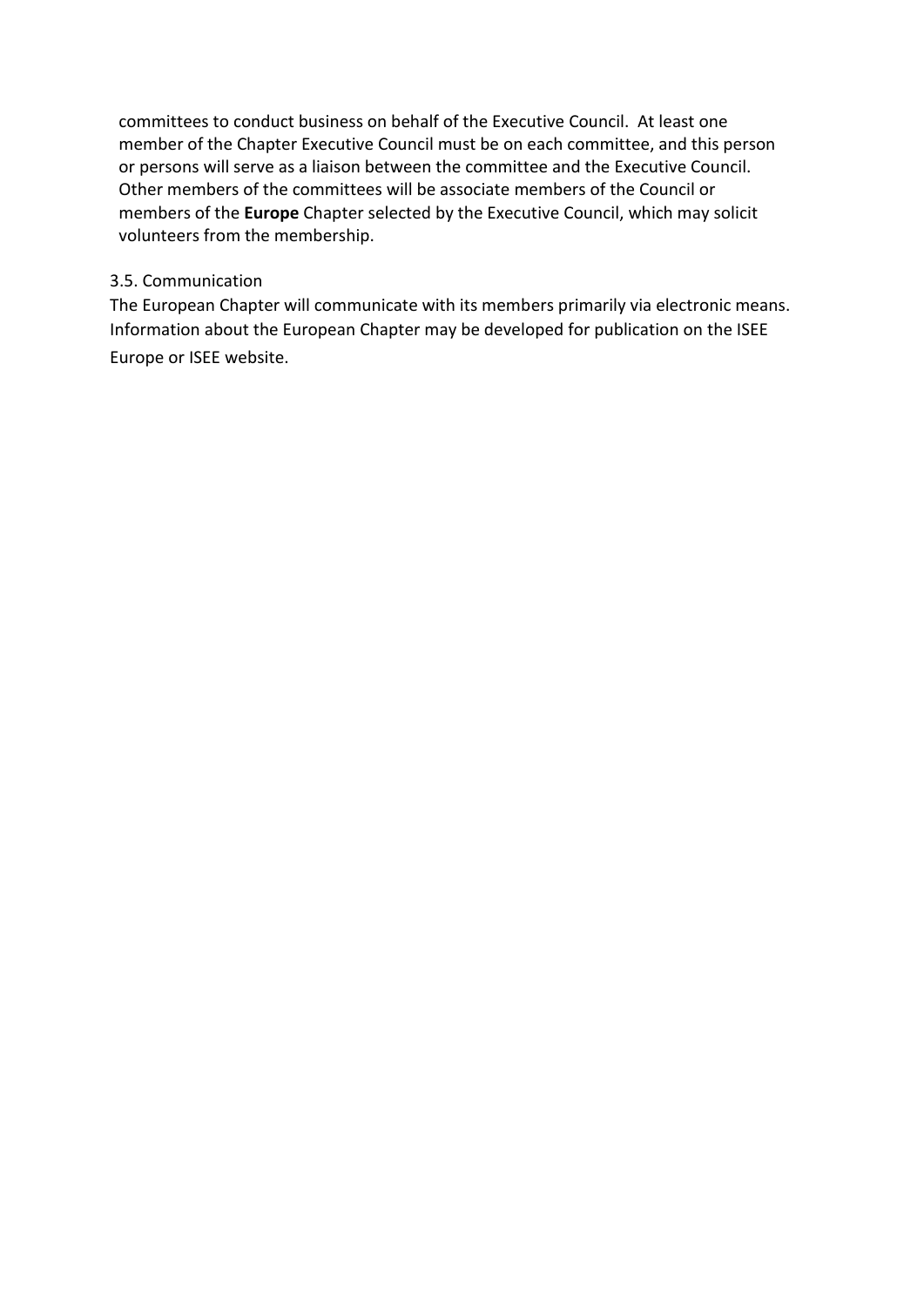committees to conduct business on behalf of the Executive Council. At least one member of the Chapter Executive Council must be on each committee, and this person or persons will serve as a liaison between the committee and the Executive Council. Other members of the committees will be associate members of the Council or members of the **Europe** Chapter selected by the Executive Council, which may solicit volunteers from the membership.

3.5. Communication

The European Chapter will communicate with its members primarily via electronic means. Information about the European Chapter may be developed for publication on the ISEE Europe or ISEE website.